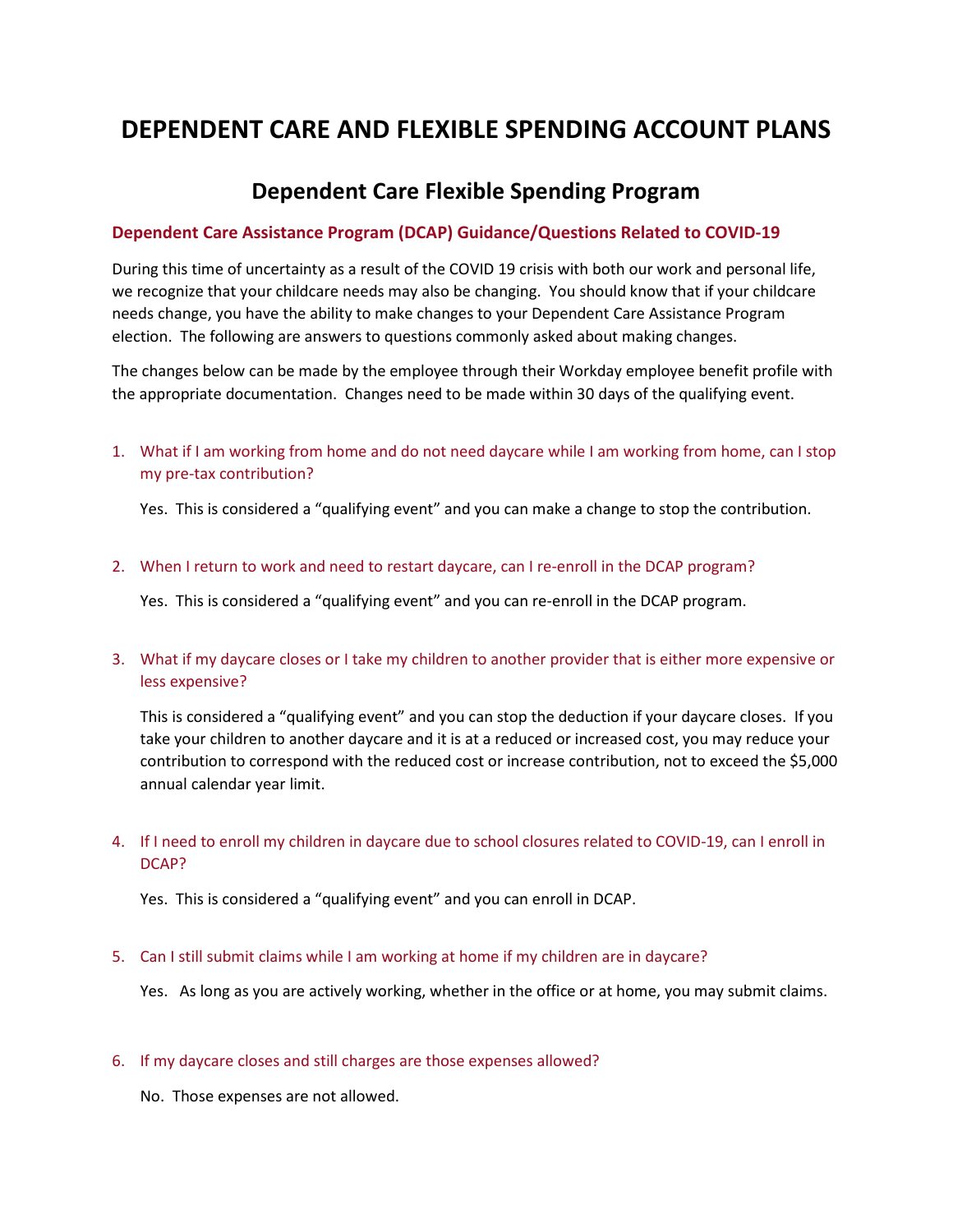# DEPENDENT CARE AND FLEXIBLE SPENDING ACCOUNT PLANS

## Dependent Care Flexible Spending Program

### Dependent Care Assistance Program (DCAP) Guidance/Questions Related to COVID-19

During this time of uncertainty as a result of the COVID 19 crisis with both our work and personal life, we recognize that your childcare needs may also be changing. You should know that if your childcare needs change, you have the ability to make changes to your Dependent Care Assistance Program election. The following are answers to questions commonly asked about making changes.

The changes below can be made by the employee through their Workday employee benefit profile with the appropriate documentation. Changes need to be made within 30 days of the qualifying event.

1. What if I am working from home and do not need daycare while I am working from home, can I stop my pre-tax contribution?

   Yes. This is considered a "qualifying event" and you can make a change to stop the contribution.

2. When I return to work and need to restart daycare, can I re-enroll in the DCAP program?

   Yes. This is considered a "qualifying event" and you can re-enroll in the DCAP program.

3. What if my daycare closes or I take my children to another provider that is either more expensive or less expensive?

   This is considered a "qualifying event" and you can stop the deduction if your daycare closes. If you take your children to another daycare and it is at a reduced or increased cost, you may reduce your contribution to correspond with the reduced cost or increase contribution, not to exceed the $5,000 annual calendar year limit.

4. If I need to enroll my children in daycare due to school closures related to COVID-19, can I enroll in DCAP?

   Yes. This is considered a "qualifying event" and you can enroll in DCAP.

5. Can I still submit claims while I am working at home if my children are in daycare?

   Yes. As long as you are actively working, whether in the office or at home, you may submit claims.

6. If my daycare closes and still charges are those expenses allowed?

   No. Those expenses are not allowed.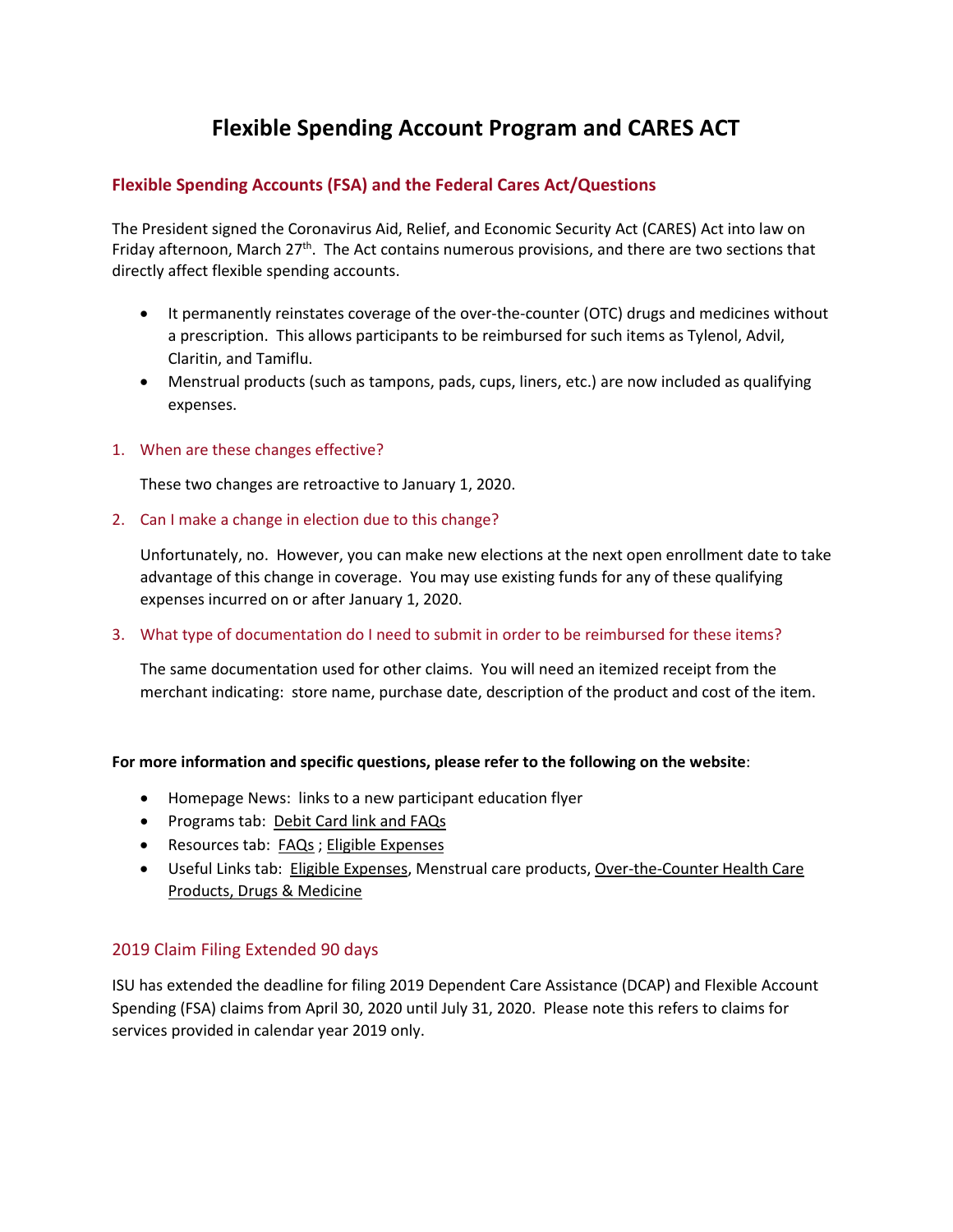# Flexible Spending Account Program and CARES ACT

## Flexible Spending Accounts (FSA) and the Federal Cares Act/Questions

The President signed the Coronavirus Aid, Relief, and Economic Security Act (CARES) Act into law on Friday afternoon, March 27th. The Act contains numerous provisions, and there are two sections that directly affect flexible spending accounts.

- It permanently reinstates coverage of the over-the-counter (OTC) drugs and medicines without a prescription. This allows participants to be reimbursed for such items as Tylenol, Advil, Claritin, and Tamiflu.
- Menstrual products (such as tampons, pads, cups, liners, etc.) are now included as qualifying expenses.

1. When are these changes effective?

   These two changes are retroactive to January 1, 2020.

2. Can I make a change in election due to this change?

   Unfortunately, no. However, you can make new elections at the next open enrollment date to take advantage of this change in coverage. You may use existing funds for any of these qualifying expenses incurred on or after January 1, 2020.

3. What type of documentation do I need to submit in order to be reimbursed for these items?

   The same documentation used for other claims. You will need an itemized receipt from the merchant indicating: store name, purchase date, description of the product and cost of the item.

**For more information and specific questions, please refer to the following on the website**:

- Homepage News: links to a new participant education flyer
- Programs tab: Debit Card link and FAQs
- Resources tab: FAQs ; Eligible Expenses
- Useful Links tab: Eligible Expenses, Menstrual care products, Over-the-Counter Health Care Products, Drugs & Medicine

## 2019 Claim Filing Extended 90 days

ISU has extended the deadline for filing 2019 Dependent Care Assistance (DCAP) and Flexible Account Spending (FSA) claims from April 30, 2020 until July 31, 2020. Please note this refers to claims for services provided in calendar year 2019 only.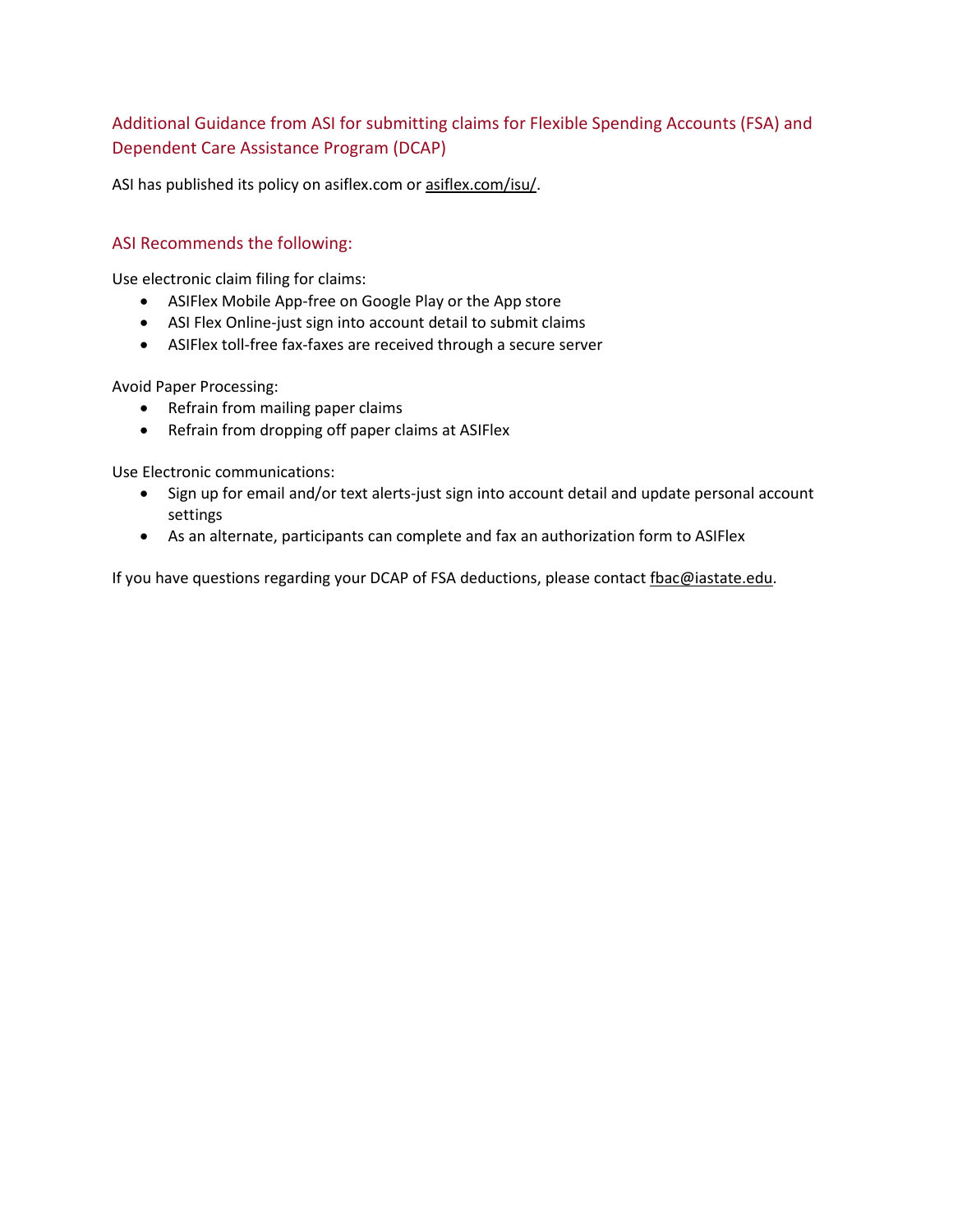## Additional Guidance from ASI for submitting claims for Flexible Spending Accounts (FSA) and Dependent Care Assistance Program (DCAP)

ASI has published its policy on asiflex.com or asiflex.com/isu/.

### ASI Recommends the following:

Use electronic claim filing for claims:

- ASIFlex Mobile App-free on Google Play or the App store
- ASI Flex Online-just sign into account detail to submit claims
- ASIFlex toll-free fax-faxes are received through a secure server

Avoid Paper Processing:

- Refrain from mailing paper claims
- Refrain from dropping off paper claims at ASIFlex

Use Electronic communications:

- Sign up for email and/or text alerts-just sign into account detail and update personal account settings
- As an alternate, participants can complete and fax an authorization form to ASIFlex

If you have questions regarding your DCAP of FSA deductions, please contact fbac@iastate.edu.